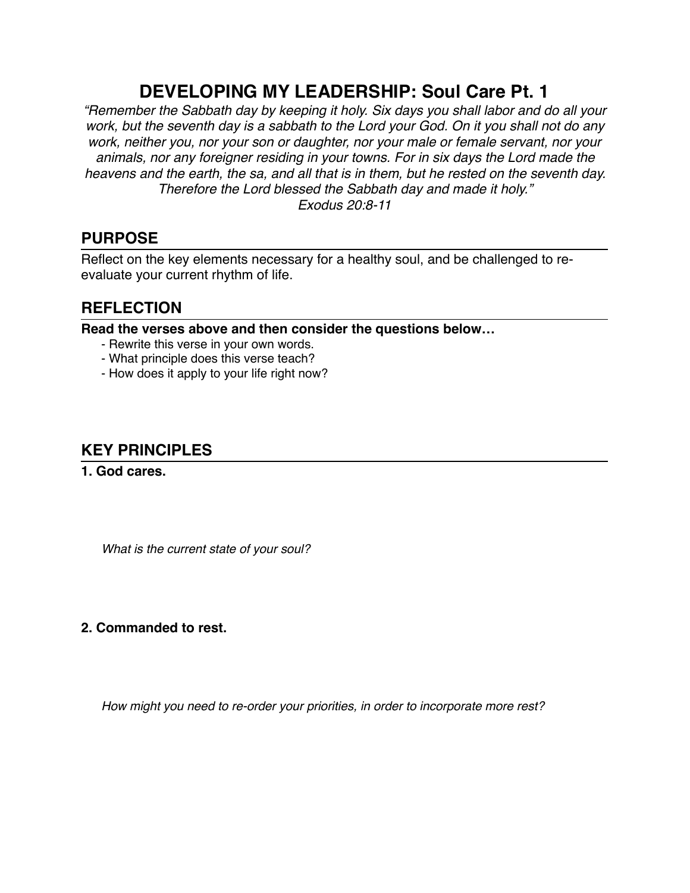# DEVELOPING MY LEADERSHIP: Soul Care Pt. 1

*"Remember the Sabbath day by keeping it holy. Six days you shall labor and do all your work, but the seventh day is a sabbath to the Lord your God. On it you shall not do any work, neither you, nor your son or daughter, nor your male or female servant, nor your animals, nor any foreigner residing in your towns. For in six days the Lord made the heavens and the earth, the sa, and all that is in them, but he rested on the seventh day. Therefore the Lord blessed the Sabbath day and made it holy."*
*Exodus 20:8-11*

## PURPOSE

Reflect on the key elements necessary for a healthy soul, and be challenged to re-evaluate your current rhythm of life.

## REFLECTION

**Read the verses above and then consider the questions below…**

- Rewrite this verse in your own words.
- What principle does this verse teach?
- How does it apply to your life right now?

## KEY PRINCIPLES

**1. God cares.**

*What is the current state of your soul?*

**2. Commanded to rest.**

*How might you need to re-order your priorities, in order to incorporate more rest?*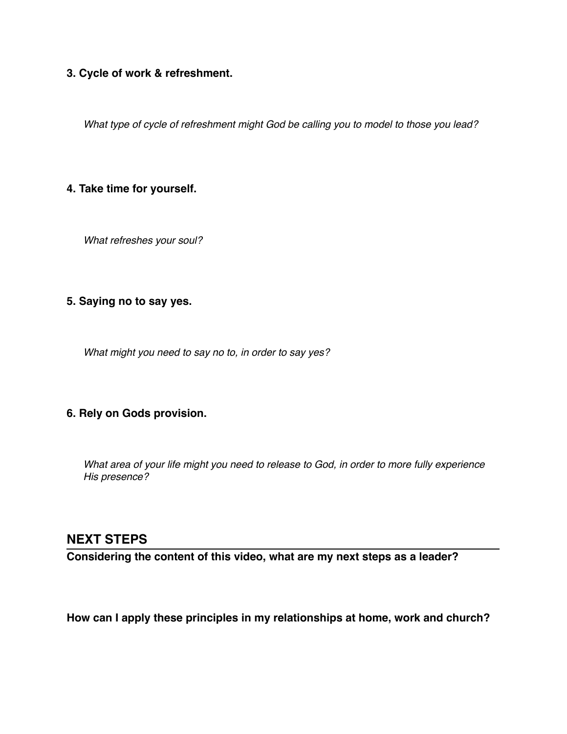**3. Cycle of work & refreshment.**

*What type of cycle of refreshment might God be calling you to model to those you lead?*

**4. Take time for yourself.**

*What refreshes your soul?*

**5. Saying no to say yes.**

*What might you need to say no to, in order to say yes?*

**6. Rely on Gods provision.**

*What area of your life might you need to release to God, in order to more fully experience His presence?*

## NEXT STEPS

**Considering the content of this video, what are my next steps as a leader?**

**How can I apply these principles in my relationships at home, work and church?**